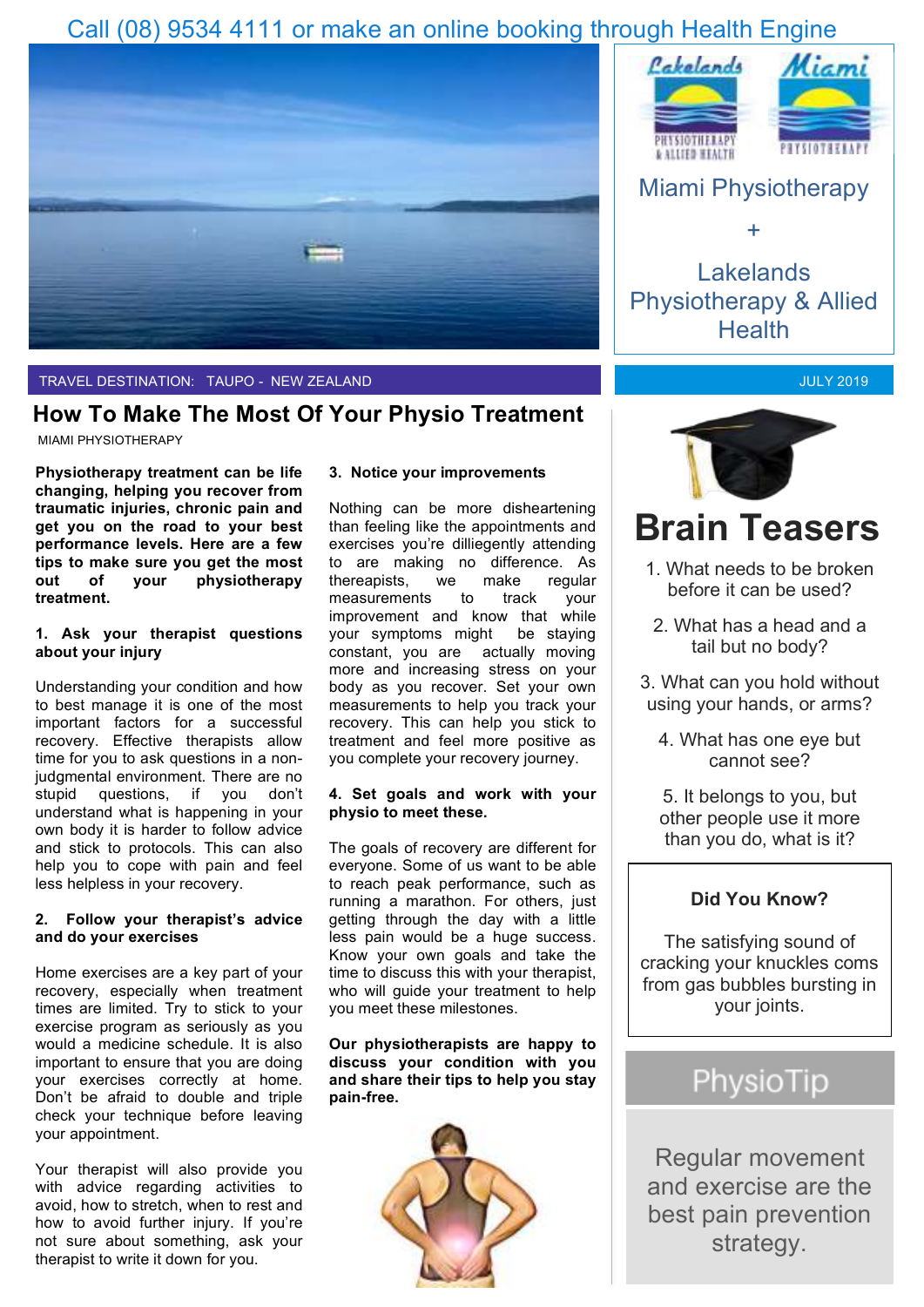Call (08) 9534 4111 or make an online booking through Health Engine

Miami Physiotherapy

+

Lakelands Physiotherapy & Allied Health

TRAVEL DESTINATION: TAUPO - NEW ZEALAND

JULY 2019

# How To Make The Most Of Your Physio Treatment

MIAMI PHYSIOTHERAPY

**Physiotherapy treatment can be life changing, helping you recover from traumatic injuries, chronic pain and get you on the road to your best performance levels. Here are a few tips to make sure you get the most out of your physiotherapy treatment.**

**1. Ask your therapist questions about your injury**

Understanding your condition and how to best manage it is one of the most important factors for a successful recovery. Effective therapists allow time for you to ask questions in a non-judgmental environment. There are no stupid questions, if you don't understand what is happening in your own body it is harder to follow advice and stick to protocols. This can also help you to cope with pain and feel less helpless in your recovery.

**2. Follow your therapist's advice and do your exercises**

Home exercises are a key part of your recovery, especially when treatment times are limited. Try to stick to your exercise program as seriously as you would a medicine schedule. It is also important to ensure that you are doing your exercises correctly at home. Don't be afraid to double and triple check your technique before leaving your appointment.

Your therapist will also provide you with advice regarding activities to avoid, how to stretch, when to rest and how to avoid further injury. If you're not sure about something, ask your therapist to write it down for you.

**3. Notice your improvements**

Nothing can be more disheartening than feeling like the appointments and exercises you're dilliegently attending to are making no difference. As thereapists, we make regular measurements to track your improvement and know that while your symptoms might be staying constant, you are actually moving more and increasing stress on your body as you recover. Set your own measurements to help you track your recovery. This can help you stick to treatment and feel more positive as you complete your recovery journey.

**4. Set goals and work with your physio to meet these.**

The goals of recovery are different for everyone. Some of us want to be able to reach peak performance, such as running a marathon. For others, just getting through the day with a little less pain would be a huge success. Know your own goals and take the time to discuss this with your therapist, who will guide your treatment to help you meet these milestones.

**Our physiotherapists are happy to discuss your condition with you and share their tips to help you stay pain-free.**

# Brain Teasers

1. What needs to be broken before it can be used?
2. What has a head and a tail but no body?
3. What can you hold without using your hands, or arms?
4. What has one eye but cannot see?
5. It belongs to you, but other people use it more than you do, what is it?

**Did You Know?**

The satisfying sound of cracking your knuckles coms from gas bubbles bursting in your joints.

## PhysioTip

Regular movement and exercise are the best pain prevention strategy.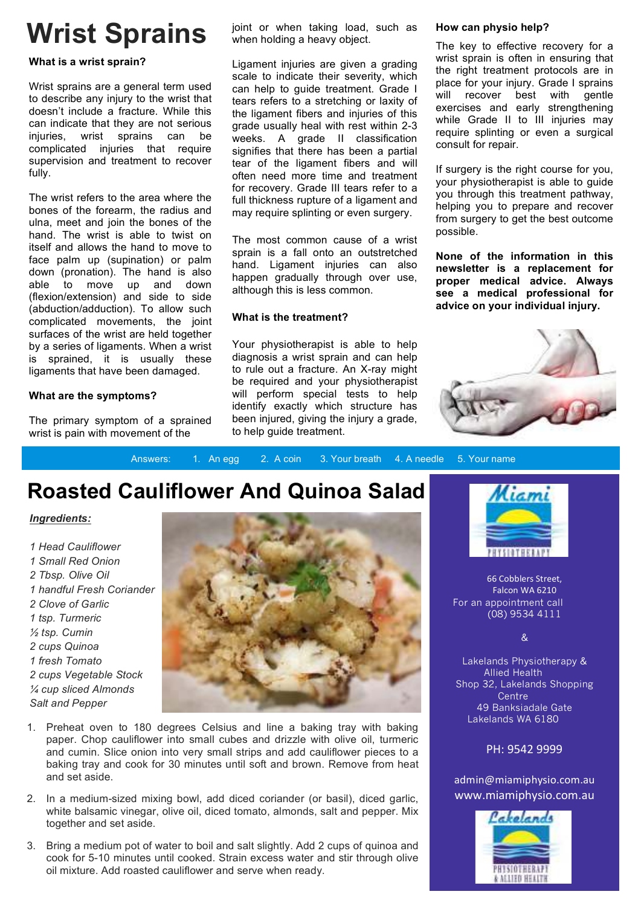# Wrist Sprains

**What is a wrist sprain?**

Wrist sprains are a general term used to describe any injury to the wrist that doesn't include a fracture. While this can indicate that they are not serious injuries, wrist sprains can be complicated injuries that require supervision and treatment to recover fully.

The wrist refers to the area where the bones of the forearm, the radius and ulna, meet and join the bones of the hand. The wrist is able to twist on itself and allows the hand to move to face palm up (supination) or palm down (pronation). The hand is also able to move up and down (flexion/extension) and side to side (abduction/adduction). To allow such complicated movements, the joint surfaces of the wrist are held together by a series of ligaments. When a wrist is sprained, it is usually these ligaments that have been damaged.

**What are the symptoms?**

The primary symptom of a sprained wrist is pain with movement of the joint or when taking load, such as when holding a heavy object.

Ligament injuries are given a grading scale to indicate their severity, which can help to guide treatment. Grade I tears refers to a stretching or laxity of the ligament fibers and injuries of this grade usually heal with rest within 2-3 weeks. A grade II classification signifies that there has been a partial tear of the ligament fibers and will often need more time and treatment for recovery. Grade III tears refer to a full thickness rupture of a ligament and may require splinting or even surgery.

The most common cause of a wrist sprain is a fall onto an outstretched hand. Ligament injuries can also happen gradually through over use, although this is less common.

**What is the treatment?**

Your physiotherapist is able to help diagnosis a wrist sprain and can help to rule out a fracture. An X-ray might be required and your physiotherapist will perform special tests to help identify exactly which structure has been injured, giving the injury a grade, to help guide treatment.

**How can physio help?**

The key to effective recovery for a wrist sprain is often in ensuring that the right treatment protocols are in place for your injury. Grade I sprains will recover best with gentle exercises and early strengthening while Grade II to III injuries may require splinting or even a surgical consult for repair.

If surgery is the right course for you, your physiotherapist is able to guide you through this treatment pathway, helping you to prepare and recover from surgery to get the best outcome possible.

**None of the information in this newsletter is a replacement for proper medical advice. Always see a medical professional for advice on your individual injury.**

Answers: 1. An egg 2. A coin 3. Your breath 4. A needle 5. Your name

# Roasted Cauliflower And Quinoa Salad

***Ingredients:***

*1 Head Cauliflower*
*1 Small Red Onion*
*2 Tbsp. Olive Oil*
*1 handful Fresh Coriander*
*2 Clove of Garlic*
*1 tsp. Turmeric*
*½ tsp. Cumin*
*2 cups Quinoa*
*1 fresh Tomato*
*2 cups Vegetable Stock*
*¼ cup sliced Almonds*
*Salt and Pepper*

1. Preheat oven to 180 degrees Celsius and line a baking tray with baking paper. Chop cauliflower into small cubes and drizzle with olive oil, turmeric and cumin. Slice onion into very small strips and add cauliflower pieces to a baking tray and cook for 30 minutes until soft and brown. Remove from heat and set aside.
2. In a medium-sized mixing bowl, add diced coriander (or basil), diced garlic, white balsamic vinegar, olive oil, diced tomato, almonds, salt and pepper. Mix together and set aside.
3. Bring a medium pot of water to boil and salt slightly. Add 2 cups of quinoa and cook for 5-10 minutes until cooked. Strain excess water and stir through olive oil mixture. Add roasted cauliflower and serve when ready.

Miami Physiotherapy

66 Cobblers Street,
Falcon WA 6210
For an appointment call
(08) 9534 4111

&

Lakelands Physiotherapy & Allied Health
Shop 32, Lakelands Shopping Centre
49 Banksiadale Gate
Lakelands WA 6180

PH: 9542 9999

admin@miamiphysio.com.au
www.miamiphysio.com.au

Lakelands Physiotherapy & Allied Health